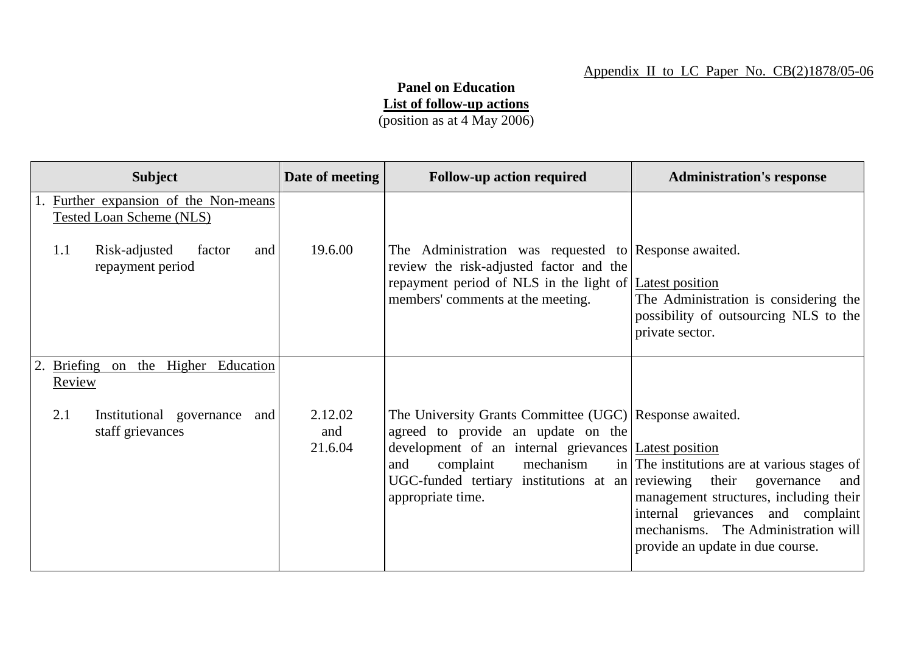Appendix II to LC Paper No. CB(2)1878/05-06

**Panel on Education**
**List of follow-up actions**
(position as at 4 May 2006)

| Subject | Date of meeting | Follow-up action required | Administration's response |
|---|---|---|---|
| 1. Further expansion of the Non-means Tested Loan Scheme (NLS) | | | |
| 1.1 Risk-adjusted factor and repayment period | 19.6.00 | The Administration was requested to review the risk-adjusted factor and the repayment period of NLS in the light of members' comments at the meeting. | Response awaited.<br><br>Latest position<br>The Administration is considering the possibility of outsourcing NLS to the private sector. |
| 2. Briefing on the Higher Education Review | | | |
| 2.1 Institutional governance and staff grievances | 2.12.02 and 21.6.04 | The University Grants Committee (UGC) agreed to provide an update on the development of an internal grievances and complaint mechanism in UGC-funded tertiary institutions at an appropriate time. | Response awaited.<br><br>Latest position<br>The institutions are at various stages of reviewing their governance and management structures, including their internal grievances and complaint mechanisms. The Administration will provide an update in due course. |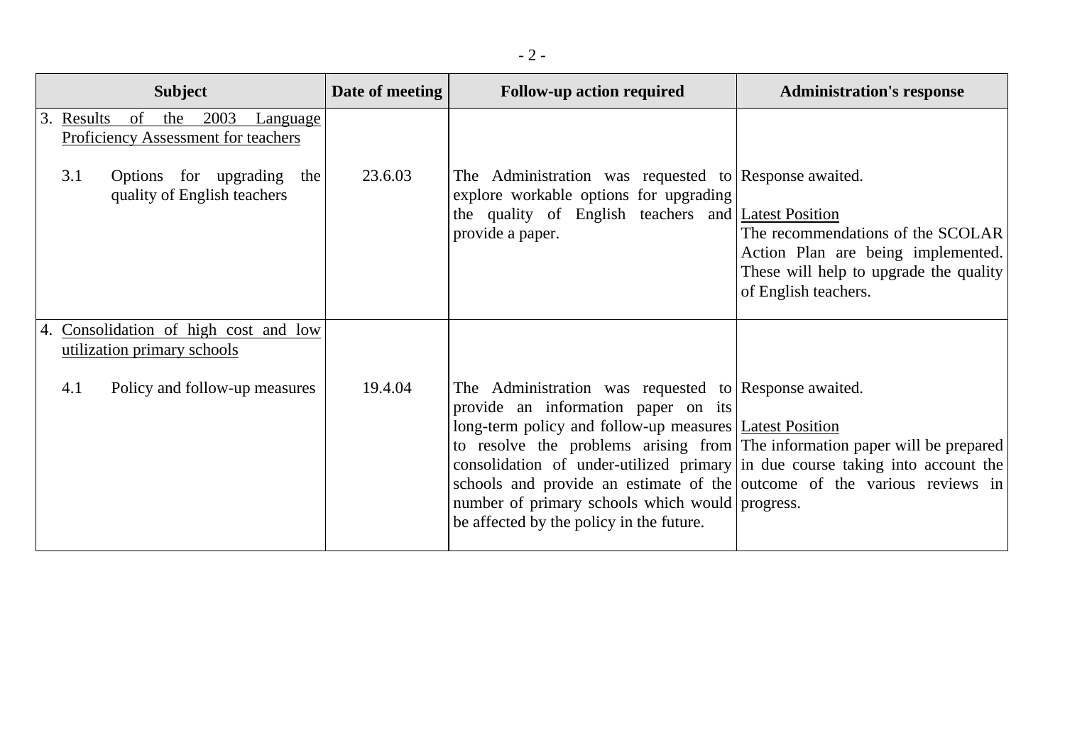| Subject | Date of meeting | Follow-up action required | Administration's response |
|---|---|---|---|
| 3. Results of the 2003 Language Proficiency Assessment for teachers | | | |
| 3.1 Options for upgrading the quality of English teachers | 23.6.03 | The Administration was requested to explore workable options for upgrading the quality of English teachers and provide a paper. | Response awaited.<br><br>Latest Position<br>The recommendations of the SCOLAR Action Plan are being implemented. These will help to upgrade the quality of English teachers. |
| 4. Consolidation of high cost and low utilization primary schools | | | |
| 4.1 Policy and follow-up measures | 19.4.04 | The Administration was requested to provide an information paper on its long-term policy and follow-up measures to resolve the problems arising from consolidation of under-utilized primary schools and provide an estimate of the number of primary schools which would be affected by the policy in the future. | Response awaited.<br><br>Latest Position<br>The information paper will be prepared in due course taking into account the outcome of the various reviews in progress. |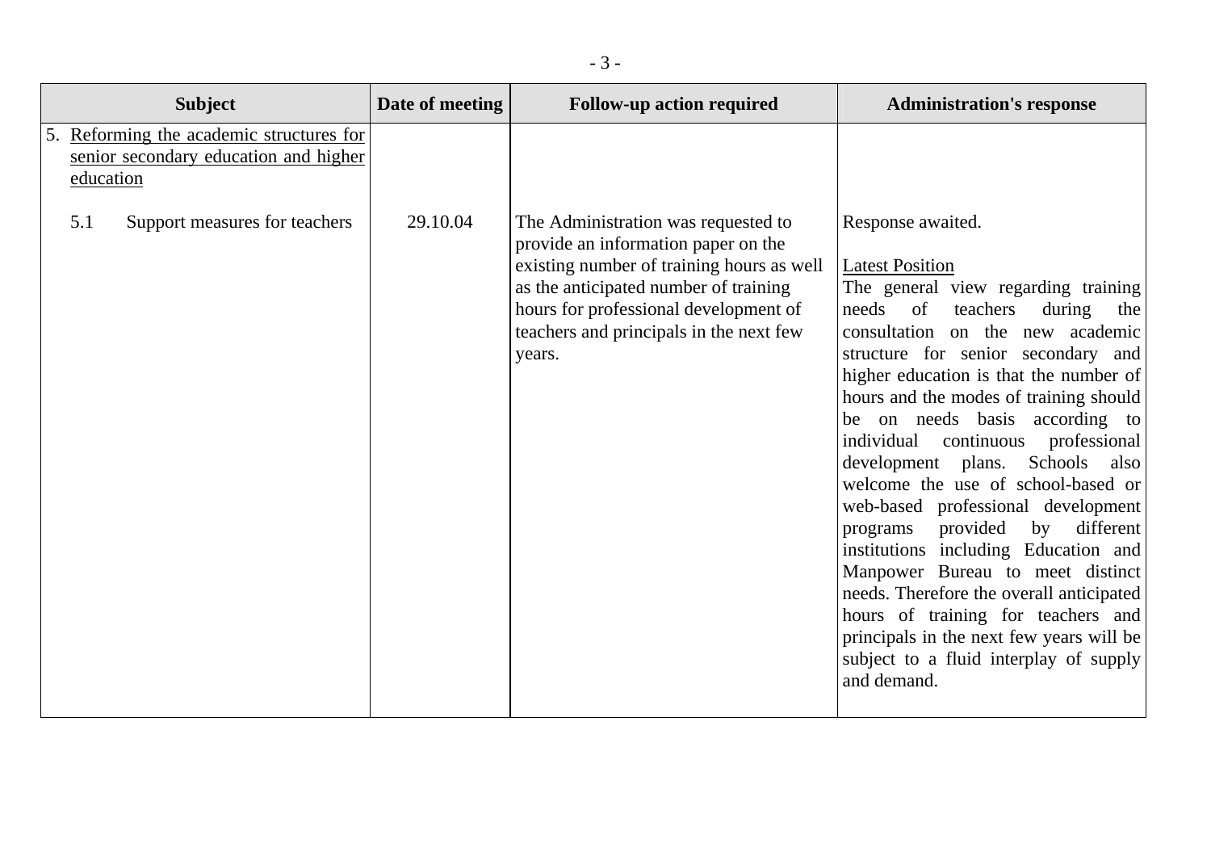| Subject | Date of meeting | Follow-up action required | Administration's response |
|---|---|---|---|
| 5. Reforming the academic structures for senior secondary education and higher education | | | |
| 5.1 Support measures for teachers | 29.10.04 | The Administration was requested to provide an information paper on the existing number of training hours as well as the anticipated number of training hours for professional development of teachers and principals in the next few years. | Response awaited.<br><br>Latest Position<br>The general view regarding training needs of teachers during the consultation on the new academic structure for senior secondary and higher education is that the number of hours and the modes of training should be on needs basis according to individual continuous professional development plans. Schools also welcome the use of school-based or web-based professional development programs provided by different institutions including Education and Manpower Bureau to meet distinct needs. Therefore the overall anticipated hours of training for teachers and principals in the next few years will be subject to a fluid interplay of supply and demand. |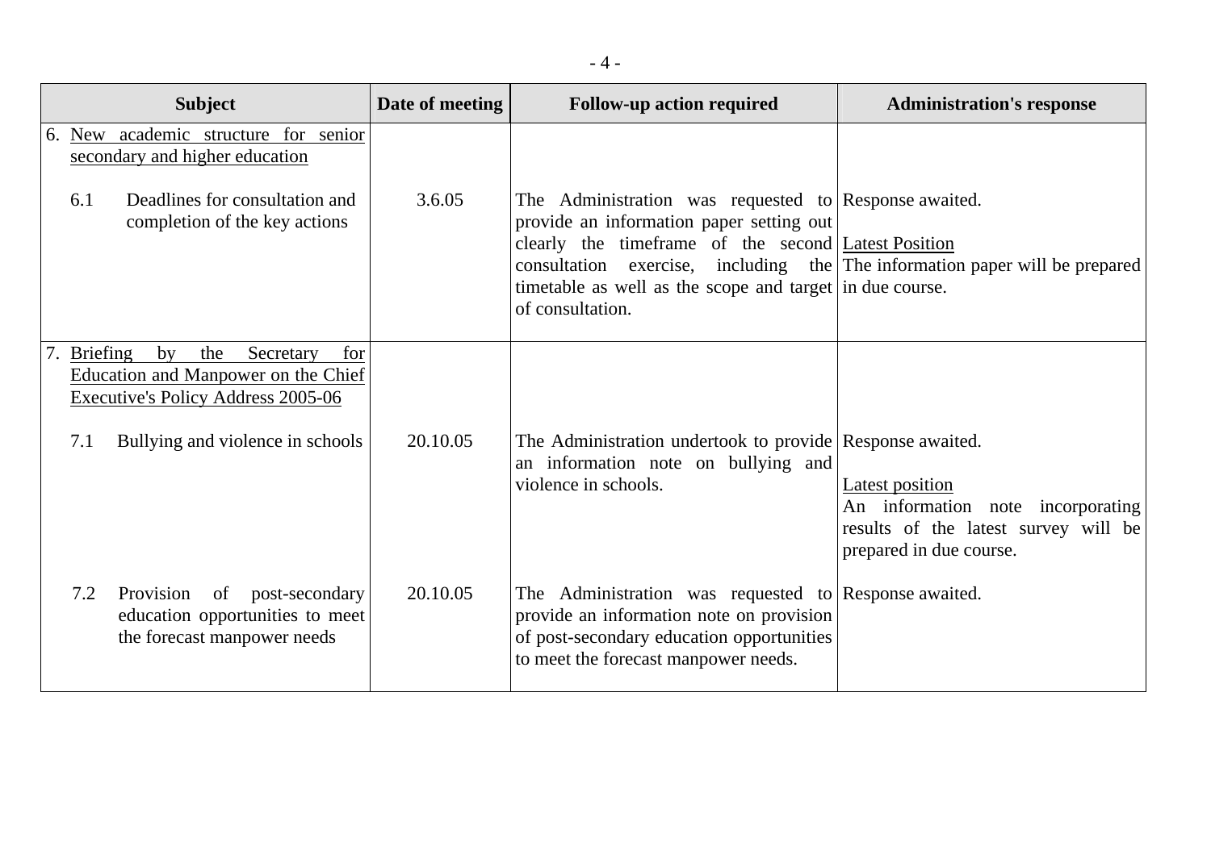| Subject | Date of meeting | Follow-up action required | Administration's response |
|---|---|---|---|
| 6. New academic structure for senior secondary and higher education | | | |
| 6.1 Deadlines for consultation and completion of the key actions | 3.6.05 | The Administration was requested to provide an information paper setting out clearly the timeframe of the second consultation exercise, including the timetable as well as the scope and target of consultation. | Response awaited.<br><br>Latest Position<br>The information paper will be prepared in due course. |
| 7. Briefing by the Secretary for Education and Manpower on the Chief Executive's Policy Address 2005-06 | | | |
| 7.1 Bullying and violence in schools | 20.10.05 | The Administration undertook to provide an information note on bullying and violence in schools. | Response awaited.<br><br>Latest position<br>An information note incorporating results of the latest survey will be prepared in due course. |
| 7.2 Provision of post-secondary education opportunities to meet the forecast manpower needs | 20.10.05 | The Administration was requested to provide an information note on provision of post-secondary education opportunities to meet the forecast manpower needs. | Response awaited. |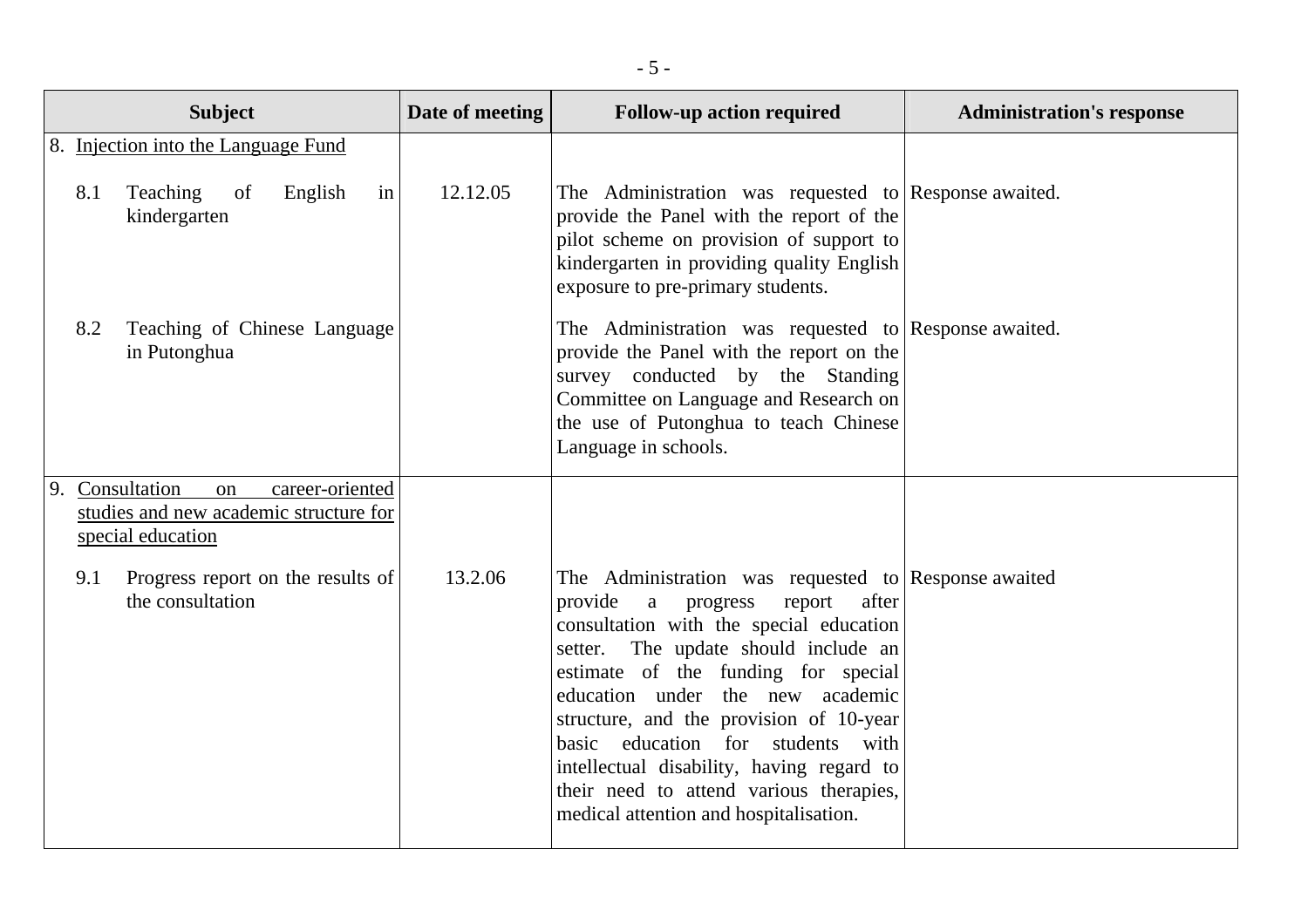| Subject | Date of meeting | Follow-up action required | Administration's response |
|---|---|---|---|
| 8. Injection into the Language Fund | | | |
| 8.1 Teaching of English in kindergarten | 12.12.05 | The Administration was requested to provide the Panel with the report of the pilot scheme on provision of support to kindergarten in providing quality English exposure to pre-primary students. | Response awaited. |
| 8.2 Teaching of Chinese Language in Putonghua | | The Administration was requested to provide the Panel with the report on the survey conducted by the Standing Committee on Language and Research on the use of Putonghua to teach Chinese Language in schools. | Response awaited. |
| 9. Consultation on career-oriented studies and new academic structure for special education | | | |
| 9.1 Progress report on the results of the consultation | 13.2.06 | The Administration was requested to provide a progress report after consultation with the special education setter. The update should include an estimate of the funding for special education under the new academic structure, and the provision of 10-year basic education for students with intellectual disability, having regard to their need to attend various therapies, medical attention and hospitalisation. | Response awaited |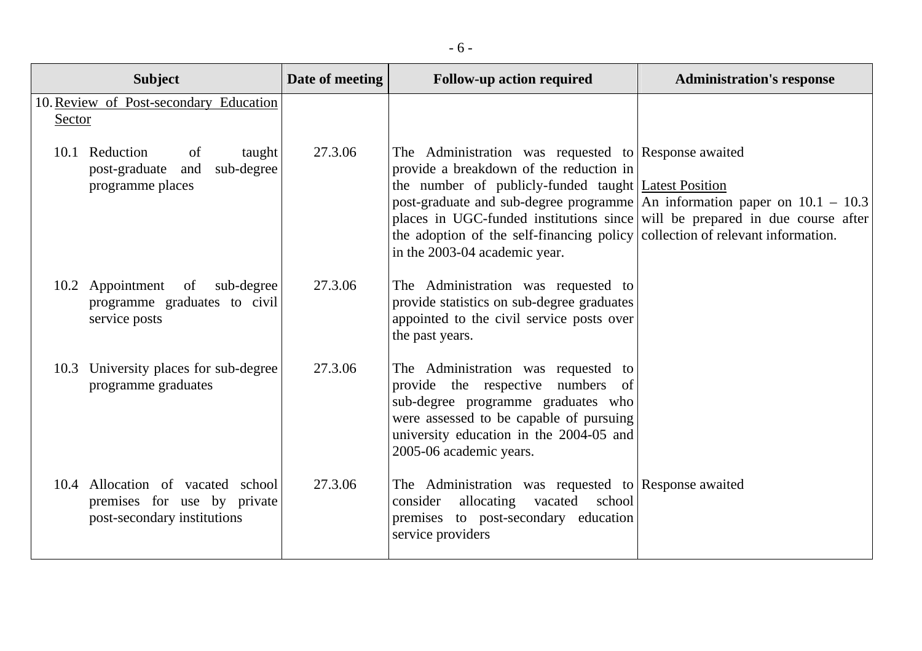| Subject | Date of meeting | Follow-up action required | Administration's response |
|---|---|---|---|
| 10. Review of Post-secondary Education Sector | | | |
| 10.1 Reduction of taught post-graduate and sub-degree programme places | 27.3.06 | The Administration was requested to provide a breakdown of the reduction in the number of publicly-funded taught post-graduate and sub-degree programme places in UGC-funded institutions since the adoption of the self-financing policy in the 2003-04 academic year. | Response awaited<br><br>Latest Position<br>An information paper on 10.1 – 10.3 will be prepared in due course after collection of relevant information. |
| 10.2 Appointment of sub-degree programme graduates to civil service posts | 27.3.06 | The Administration was requested to provide statistics on sub-degree graduates appointed to the civil service posts over the past years. | |
| 10.3 University places for sub-degree programme graduates | 27.3.06 | The Administration was requested to provide the respective numbers of sub-degree programme graduates who were assessed to be capable of pursuing university education in the 2004-05 and 2005-06 academic years. | |
| 10.4 Allocation of vacated school premises for use by private post-secondary institutions | 27.3.06 | The Administration was requested to consider allocating vacated school premises to post-secondary education service providers | Response awaited |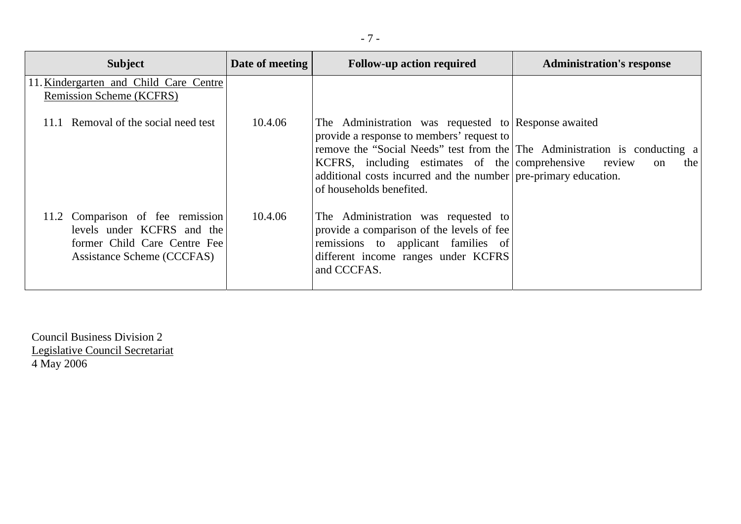| Subject | Date of meeting | Follow-up action required | Administration's response |
| --- | --- | --- | --- |
| 11. Kindergarten and Child Care Centre Remission Scheme (KCFRS) | | | |
| 11.1 Removal of the social need test | 10.4.06 | The Administration was requested to provide a response to members' request to remove the "Social Needs" test from the KCFRS, including estimates of the additional costs incurred and the number of households benefited. | Response awaited<br><br>The Administration is conducting a comprehensive review on the pre-primary education. |
| 11.2 Comparison of fee remission levels under KCFRS and the former Child Care Centre Fee Assistance Scheme (CCCFAS) | 10.4.06 | The Administration was requested to provide a comparison of the levels of fee remissions to applicant families of different income ranges under KCFRS and CCCFAS. | |

Council Business Division 2
Legislative Council Secretariat
4 May 2006